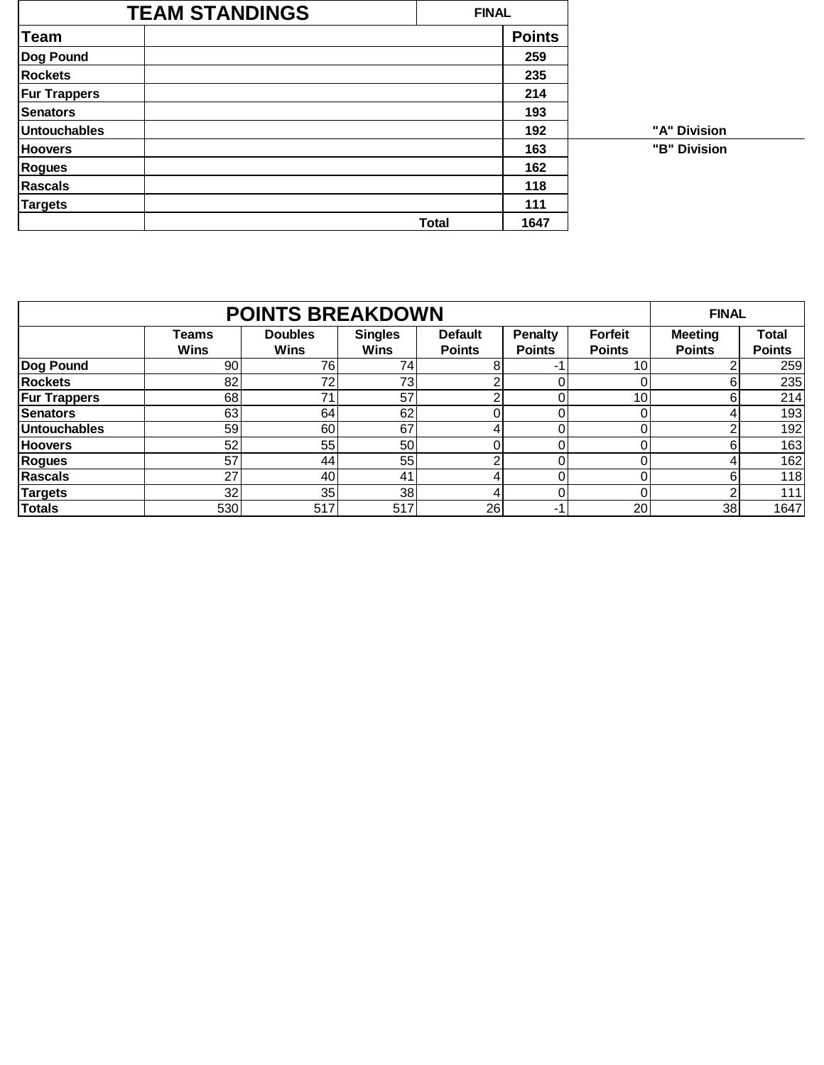## TEAM STANDINGS

FINAL

| Team | | Points | |
|---|---|---|---|
| Dog Pound | | 259 | |
| Rockets | | 235 | |
| Fur Trappers | | 214 | |
| Senators | | 193 | |
| Untouchables | | 192 | "A" Division |
| Hoovers | | 163 | "B" Division |
| Rogues | | 162 | |
| Rascals | | 118 | |
| Targets | | 111 | |
| | Total | 1647 | |

## POINTS BREAKDOWN

FINAL

| | Teams Wins | Doubles Wins | Singles Wins | Default Points | Penalty Points | Forfeit Points | Meeting Points | Total Points |
|---|---|---|---|---|---|---|---|---|
| Dog Pound | 90 | 76 | 74 | 8 | -1 | 10 | 2 | 259 |
| Rockets | 82 | 72 | 73 | 2 | 0 | 0 | 6 | 235 |
| Fur Trappers | 68 | 71 | 57 | 2 | 0 | 10 | 6 | 214 |
| Senators | 63 | 64 | 62 | 0 | 0 | 0 | 4 | 193 |
| Untouchables | 59 | 60 | 67 | 4 | 0 | 0 | 2 | 192 |
| Hoovers | 52 | 55 | 50 | 0 | 0 | 0 | 6 | 163 |
| Rogues | 57 | 44 | 55 | 2 | 0 | 0 | 4 | 162 |
| Rascals | 27 | 40 | 41 | 4 | 0 | 0 | 6 | 118 |
| Targets | 32 | 35 | 38 | 4 | 0 | 0 | 2 | 111 |
| Totals | 530 | 517 | 517 | 26 | -1 | 20 | 38 | 1647 |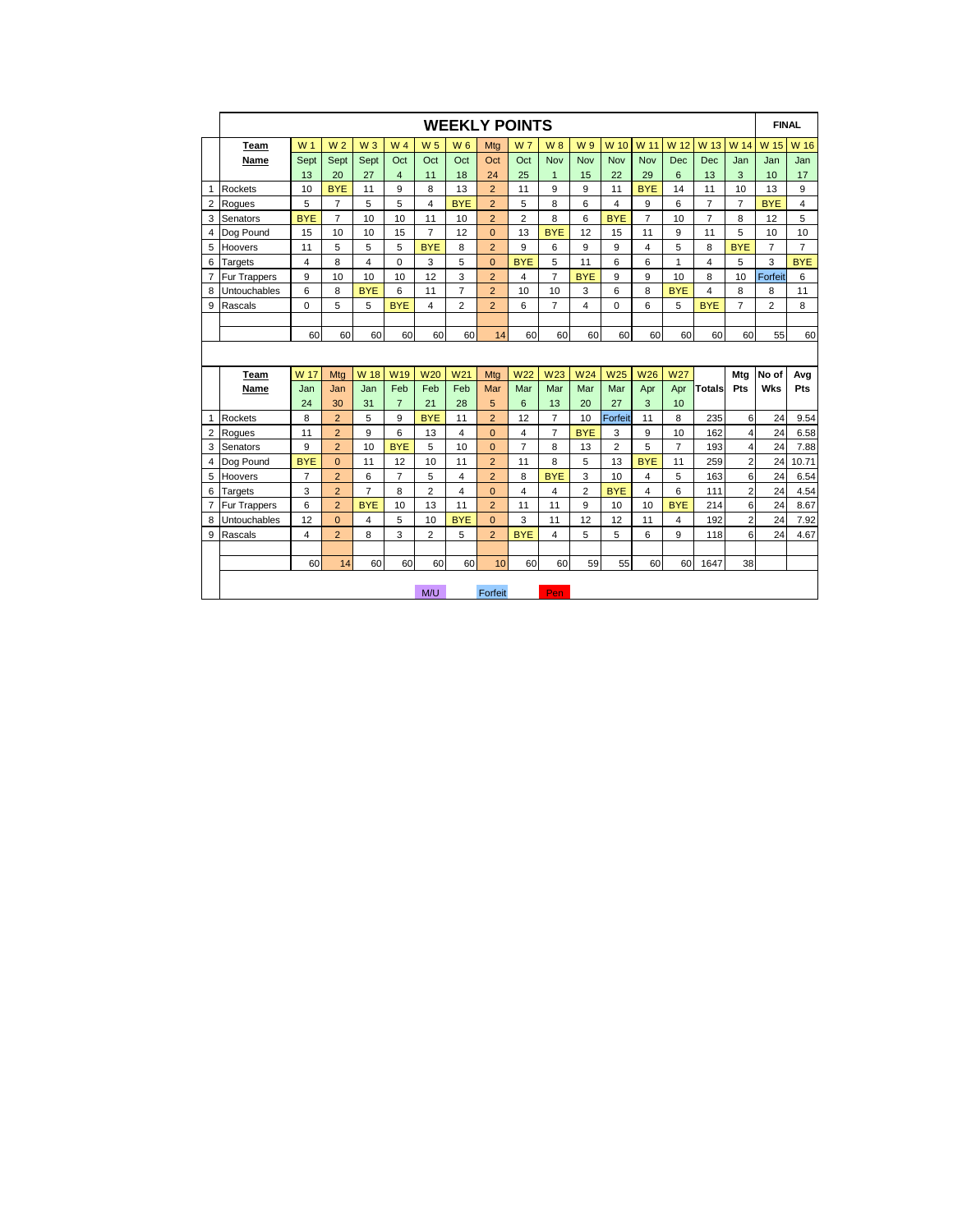# WEEKLY POINTS

**FINAL**

| | Team Name | W 1 Sept 13 | W 2 Sept 20 | W 3 Sept 27 | W 4 Oct 4 | W 5 Oct 11 | W 6 Oct 18 | Mtg Oct 24 | W 7 Oct 25 | W 8 Nov 1 | W 9 Nov 15 | W 10 Nov 22 | W 11 Nov 29 | W 12 Dec 6 | W 13 Dec 13 | W 14 Jan 3 | W 15 Jan 10 | W 16 Jan 17 |
|---|---|---|---|---|---|---|---|---|---|---|---|---|---|---|---|---|---|---|
| 1 | Rockets | 10 | BYE | 11 | 9 | 8 | 13 | 2 | 11 | 9 | 9 | 11 | BYE | 14 | 11 | 10 | 13 | 9 |
| 2 | Rogues | 5 | 7 | 5 | 5 | 4 | BYE | 2 | 5 | 8 | 6 | 4 | 9 | 6 | 7 | 7 | BYE | 4 |
| 3 | Senators | BYE | 7 | 10 | 10 | 11 | 10 | 2 | 2 | 8 | 6 | BYE | 7 | 10 | 7 | 8 | 12 | 5 |
| 4 | Dog Pound | 15 | 10 | 10 | 15 | 7 | 12 | 0 | 13 | BYE | 12 | 15 | 11 | 9 | 11 | 5 | 10 | 10 |
| 5 | Hoovers | 11 | 5 | 5 | 5 | BYE | 8 | 2 | 9 | 6 | 9 | 9 | 4 | 5 | 8 | BYE | 7 | 7 |
| 6 | Targets | 4 | 8 | 4 | 0 | 3 | 5 | 0 | BYE | 5 | 11 | 6 | 6 | 1 | 4 | 5 | 3 | BYE |
| 7 | Fur Trappers | 9 | 10 | 10 | 10 | 12 | 3 | 2 | 4 | 7 | BYE | 9 | 9 | 10 | 8 | 10 | Forfeit | 6 |
| 8 | Untouchables | 6 | 8 | BYE | 6 | 11 | 7 | 2 | 10 | 10 | 3 | 6 | 8 | BYE | 4 | 8 | 8 | 11 |
| 9 | Rascals | 0 | 5 | 5 | BYE | 4 | 2 | 2 | 6 | 7 | 4 | 0 | 6 | 5 | BYE | 7 | 2 | 8 |
| | | | | | | | | | | | | | | | | | | |
| | | 60 | 60 | 60 | 60 | 60 | 60 | 14 | 60 | 60 | 60 | 60 | 60 | 60 | 60 | 60 | 55 | 60 |

| | Team Name | W 17 Jan 24 | Mtg Jan 30 | W 18 Jan 31 | W19 Feb 7 | W20 Feb 21 | W21 Feb 28 | Mtg Mar 5 | W22 Mar 6 | W23 Mar 13 | W24 Mar 20 | W25 Mar 27 | W26 Apr 3 | W27 Apr 10 | Totals | Mtg Pts | No of Wks | Avg Pts |
|---|---|---|---|---|---|---|---|---|---|---|---|---|---|---|---|---|---|---|
| 1 | Rockets | 8 | 2 | 5 | 9 | BYE | 11 | 2 | 12 | 7 | 10 | Forfeit | 11 | 8 | 235 | 6 | 24 | 9.54 |
| 2 | Rogues | 11 | 2 | 9 | 6 | 13 | 4 | 0 | 4 | 7 | BYE | 3 | 9 | 10 | 162 | 4 | 24 | 6.58 |
| 3 | Senators | 9 | 2 | 10 | BYE | 5 | 10 | 0 | 7 | 8 | 13 | 2 | 5 | 7 | 193 | 4 | 24 | 7.88 |
| 4 | Dog Pound | BYE | 0 | 11 | 12 | 10 | 11 | 2 | 11 | 8 | 5 | 13 | BYE | 11 | 259 | 2 | 24 | 10.71 |
| 5 | Hoovers | 7 | 2 | 6 | 7 | 5 | 4 | 2 | 8 | BYE | 3 | 10 | 4 | 5 | 163 | 6 | 24 | 6.54 |
| 6 | Targets | 3 | 2 | 7 | 8 | 2 | 4 | 0 | 4 | 4 | 2 | BYE | 4 | 6 | 111 | 2 | 24 | 4.54 |
| 7 | Fur Trappers | 6 | 2 | BYE | 10 | 13 | 11 | 2 | 11 | 11 | 9 | 10 | 10 | BYE | 214 | 6 | 24 | 8.67 |
| 8 | Untouchables | 12 | 0 | 4 | 5 | 10 | BYE | 0 | 3 | 11 | 12 | 12 | 11 | 4 | 192 | 2 | 24 | 7.92 |
| 9 | Rascals | 4 | 2 | 8 | 3 | 2 | 5 | 2 | BYE | 4 | 5 | 5 | 6 | 9 | 118 | 6 | 24 | 4.67 |
| | | | | | | | | | | | | | | | | | | |
| | | 60 | 14 | 60 | 60 | 60 | 60 | 10 | 60 | 60 | 59 | 55 | 60 | 60 | 1647 | 38 | | |

M/U Forfeit Pen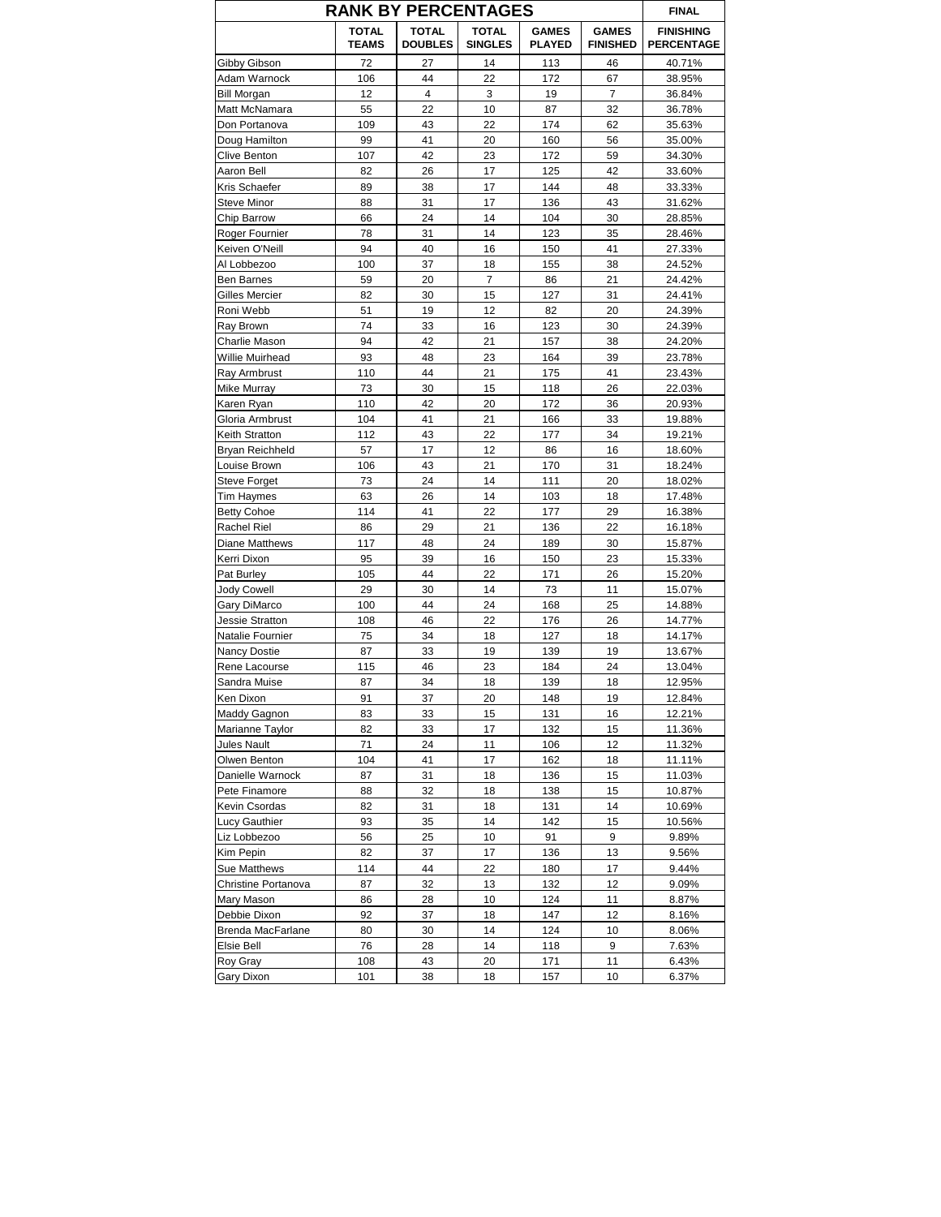| RANK BY PERCENTAGES | | | | | | FINAL |
|---|---|---|---|---|---|---|
| | TOTAL TEAMS | TOTAL DOUBLES | TOTAL SINGLES | GAMES PLAYED | GAMES FINISHED | FINISHING PERCENTAGE |
| Gibby Gibson | 72 | 27 | 14 | 113 | 46 | 40.71% |
| Adam Warnock | 106 | 44 | 22 | 172 | 67 | 38.95% |
| Bill Morgan | 12 | 4 | 3 | 19 | 7 | 36.84% |
| Matt McNamara | 55 | 22 | 10 | 87 | 32 | 36.78% |
| Don Portanova | 109 | 43 | 22 | 174 | 62 | 35.63% |
| Doug Hamilton | 99 | 41 | 20 | 160 | 56 | 35.00% |
| Clive Benton | 107 | 42 | 23 | 172 | 59 | 34.30% |
| Aaron Bell | 82 | 26 | 17 | 125 | 42 | 33.60% |
| Kris Schaefer | 89 | 38 | 17 | 144 | 48 | 33.33% |
| Steve Minor | 88 | 31 | 17 | 136 | 43 | 31.62% |
| Chip Barrow | 66 | 24 | 14 | 104 | 30 | 28.85% |
| Roger Fournier | 78 | 31 | 14 | 123 | 35 | 28.46% |
| Keiven O'Neill | 94 | 40 | 16 | 150 | 41 | 27.33% |
| Al Lobbezoo | 100 | 37 | 18 | 155 | 38 | 24.52% |
| Ben Barnes | 59 | 20 | 7 | 86 | 21 | 24.42% |
| Gilles Mercier | 82 | 30 | 15 | 127 | 31 | 24.41% |
| Roni Webb | 51 | 19 | 12 | 82 | 20 | 24.39% |
| Ray Brown | 74 | 33 | 16 | 123 | 30 | 24.39% |
| Charlie Mason | 94 | 42 | 21 | 157 | 38 | 24.20% |
| Willie Muirhead | 93 | 48 | 23 | 164 | 39 | 23.78% |
| Ray Armbrust | 110 | 44 | 21 | 175 | 41 | 23.43% |
| Mike Murray | 73 | 30 | 15 | 118 | 26 | 22.03% |
| Karen Ryan | 110 | 42 | 20 | 172 | 36 | 20.93% |
| Gloria Armbrust | 104 | 41 | 21 | 166 | 33 | 19.88% |
| Keith Stratton | 112 | 43 | 22 | 177 | 34 | 19.21% |
| Bryan Reichheld | 57 | 17 | 12 | 86 | 16 | 18.60% |
| Louise Brown | 106 | 43 | 21 | 170 | 31 | 18.24% |
| Steve Forget | 73 | 24 | 14 | 111 | 20 | 18.02% |
| Tim Haymes | 63 | 26 | 14 | 103 | 18 | 17.48% |
| Betty Cohoe | 114 | 41 | 22 | 177 | 29 | 16.38% |
| Rachel Riel | 86 | 29 | 21 | 136 | 22 | 16.18% |
| Diane Matthews | 117 | 48 | 24 | 189 | 30 | 15.87% |
| Kerri Dixon | 95 | 39 | 16 | 150 | 23 | 15.33% |
| Pat Burley | 105 | 44 | 22 | 171 | 26 | 15.20% |
| Jody Cowell | 29 | 30 | 14 | 73 | 11 | 15.07% |
| Gary DiMarco | 100 | 44 | 24 | 168 | 25 | 14.88% |
| Jessie Stratton | 108 | 46 | 22 | 176 | 26 | 14.77% |
| Natalie Fournier | 75 | 34 | 18 | 127 | 18 | 14.17% |
| Nancy Dostie | 87 | 33 | 19 | 139 | 19 | 13.67% |
| Rene Lacourse | 115 | 46 | 23 | 184 | 24 | 13.04% |
| Sandra Muise | 87 | 34 | 18 | 139 | 18 | 12.95% |
| Ken Dixon | 91 | 37 | 20 | 148 | 19 | 12.84% |
| Maddy Gagnon | 83 | 33 | 15 | 131 | 16 | 12.21% |
| Marianne Taylor | 82 | 33 | 17 | 132 | 15 | 11.36% |
| Jules Nault | 71 | 24 | 11 | 106 | 12 | 11.32% |
| Olwen Benton | 104 | 41 | 17 | 162 | 18 | 11.11% |
| Danielle Warnock | 87 | 31 | 18 | 136 | 15 | 11.03% |
| Pete Finamore | 88 | 32 | 18 | 138 | 15 | 10.87% |
| Kevin Csordas | 82 | 31 | 18 | 131 | 14 | 10.69% |
| Lucy Gauthier | 93 | 35 | 14 | 142 | 15 | 10.56% |
| Liz Lobbezoo | 56 | 25 | 10 | 91 | 9 | 9.89% |
| Kim Pepin | 82 | 37 | 17 | 136 | 13 | 9.56% |
| Sue Matthews | 114 | 44 | 22 | 180 | 17 | 9.44% |
| Christine Portanova | 87 | 32 | 13 | 132 | 12 | 9.09% |
| Mary Mason | 86 | 28 | 10 | 124 | 11 | 8.87% |
| Debbie Dixon | 92 | 37 | 18 | 147 | 12 | 8.16% |
| Brenda MacFarlane | 80 | 30 | 14 | 124 | 10 | 8.06% |
| Elsie Bell | 76 | 28 | 14 | 118 | 9 | 7.63% |
| Roy Gray | 108 | 43 | 20 | 171 | 11 | 6.43% |
| Gary Dixon | 101 | 38 | 18 | 157 | 10 | 6.37% |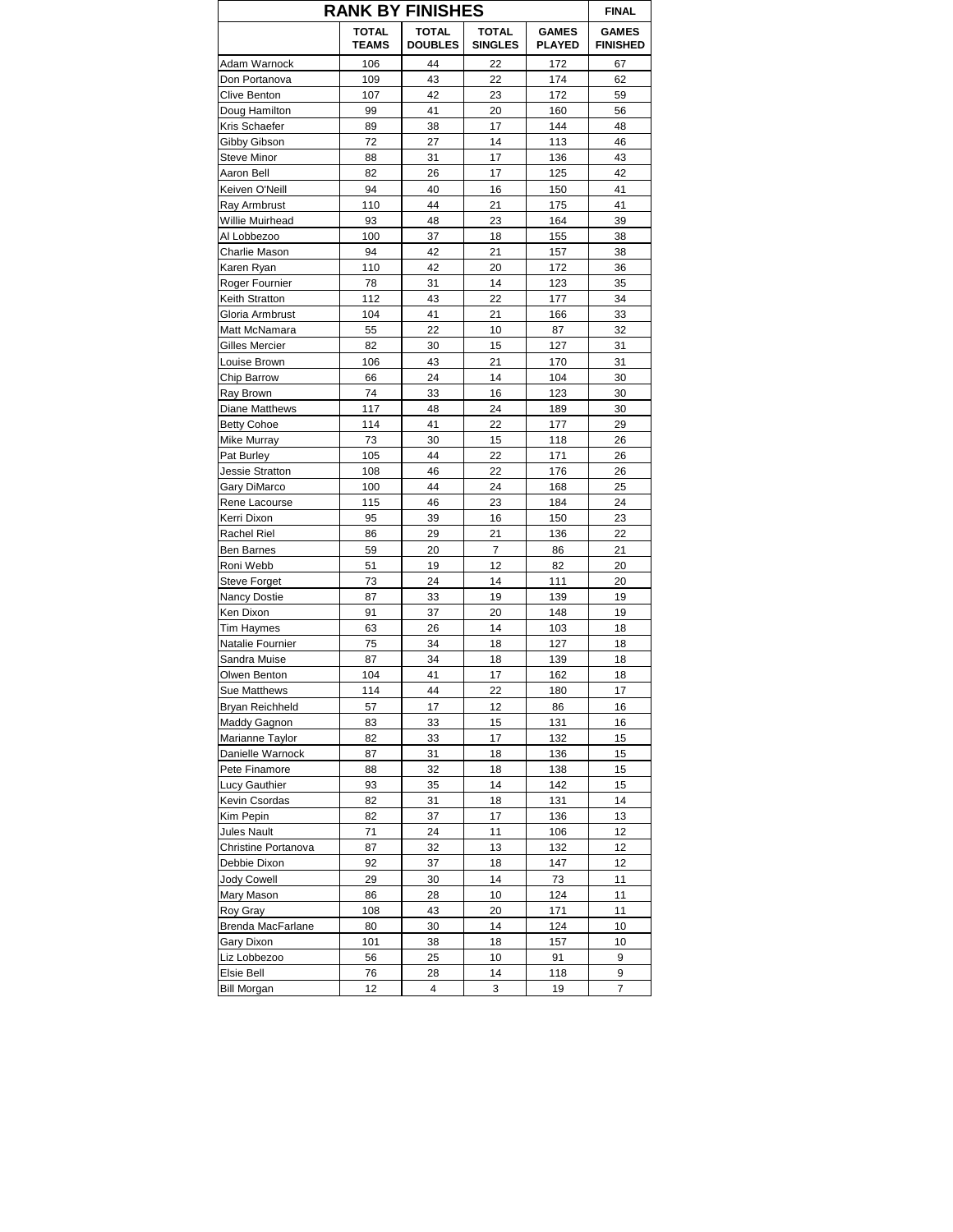| RANK BY FINISHES | | | | | FINAL |
|---|---|---|---|---|---|
| | TOTAL TEAMS | TOTAL DOUBLES | TOTAL SINGLES | GAMES PLAYED | GAMES FINISHED |
| Adam Warnock | 106 | 44 | 22 | 172 | 67 |
| Don Portanova | 109 | 43 | 22 | 174 | 62 |
| Clive Benton | 107 | 42 | 23 | 172 | 59 |
| Doug Hamilton | 99 | 41 | 20 | 160 | 56 |
| Kris Schaefer | 89 | 38 | 17 | 144 | 48 |
| Gibby Gibson | 72 | 27 | 14 | 113 | 46 |
| Steve Minor | 88 | 31 | 17 | 136 | 43 |
| Aaron Bell | 82 | 26 | 17 | 125 | 42 |
| Keiven O'Neill | 94 | 40 | 16 | 150 | 41 |
| Ray Armbrust | 110 | 44 | 21 | 175 | 41 |
| Willie Muirhead | 93 | 48 | 23 | 164 | 39 |
| Al Lobbezoo | 100 | 37 | 18 | 155 | 38 |
| Charlie Mason | 94 | 42 | 21 | 157 | 38 |
| Karen Ryan | 110 | 42 | 20 | 172 | 36 |
| Roger Fournier | 78 | 31 | 14 | 123 | 35 |
| Keith Stratton | 112 | 43 | 22 | 177 | 34 |
| Gloria Armbrust | 104 | 41 | 21 | 166 | 33 |
| Matt McNamara | 55 | 22 | 10 | 87 | 32 |
| Gilles Mercier | 82 | 30 | 15 | 127 | 31 |
| Louise Brown | 106 | 43 | 21 | 170 | 31 |
| Chip Barrow | 66 | 24 | 14 | 104 | 30 |
| Ray Brown | 74 | 33 | 16 | 123 | 30 |
| Diane Matthews | 117 | 48 | 24 | 189 | 30 |
| Betty Cohoe | 114 | 41 | 22 | 177 | 29 |
| Mike Murray | 73 | 30 | 15 | 118 | 26 |
| Pat Burley | 105 | 44 | 22 | 171 | 26 |
| Jessie Stratton | 108 | 46 | 22 | 176 | 26 |
| Gary DiMarco | 100 | 44 | 24 | 168 | 25 |
| Rene Lacourse | 115 | 46 | 23 | 184 | 24 |
| Kerri Dixon | 95 | 39 | 16 | 150 | 23 |
| Rachel Riel | 86 | 29 | 21 | 136 | 22 |
| Ben Barnes | 59 | 20 | 7 | 86 | 21 |
| Roni Webb | 51 | 19 | 12 | 82 | 20 |
| Steve Forget | 73 | 24 | 14 | 111 | 20 |
| Nancy Dostie | 87 | 33 | 19 | 139 | 19 |
| Ken Dixon | 91 | 37 | 20 | 148 | 19 |
| Tim Haymes | 63 | 26 | 14 | 103 | 18 |
| Natalie Fournier | 75 | 34 | 18 | 127 | 18 |
| Sandra Muise | 87 | 34 | 18 | 139 | 18 |
| Olwen Benton | 104 | 41 | 17 | 162 | 18 |
| Sue Matthews | 114 | 44 | 22 | 180 | 17 |
| Bryan Reichheld | 57 | 17 | 12 | 86 | 16 |
| Maddy Gagnon | 83 | 33 | 15 | 131 | 16 |
| Marianne Taylor | 82 | 33 | 17 | 132 | 15 |
| Danielle Warnock | 87 | 31 | 18 | 136 | 15 |
| Pete Finamore | 88 | 32 | 18 | 138 | 15 |
| Lucy Gauthier | 93 | 35 | 14 | 142 | 15 |
| Kevin Csordas | 82 | 31 | 18 | 131 | 14 |
| Kim Pepin | 82 | 37 | 17 | 136 | 13 |
| Jules Nault | 71 | 24 | 11 | 106 | 12 |
| Christine Portanova | 87 | 32 | 13 | 132 | 12 |
| Debbie Dixon | 92 | 37 | 18 | 147 | 12 |
| Jody Cowell | 29 | 30 | 14 | 73 | 11 |
| Mary Mason | 86 | 28 | 10 | 124 | 11 |
| Roy Gray | 108 | 43 | 20 | 171 | 11 |
| Brenda MacFarlane | 80 | 30 | 14 | 124 | 10 |
| Gary Dixon | 101 | 38 | 18 | 157 | 10 |
| Liz Lobbezoo | 56 | 25 | 10 | 91 | 9 |
| Elsie Bell | 76 | 28 | 14 | 118 | 9 |
| Bill Morgan | 12 | 4 | 3 | 19 | 7 |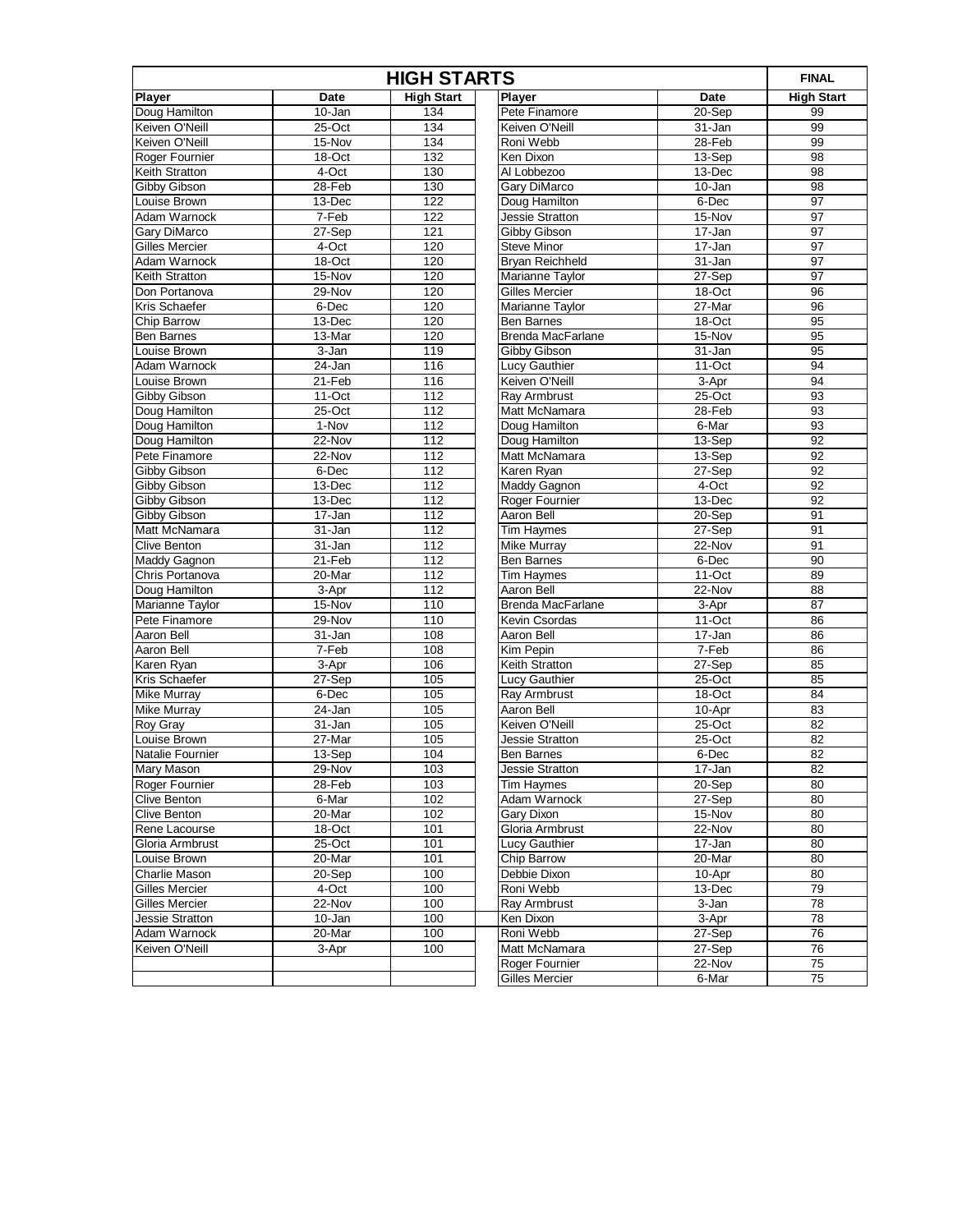# HIGH STARTS

**FINAL**

| Player | Date | High Start | Player | Date | High Start |
|---|---|---|---|---|---|
| Doug Hamilton | 10-Jan | 134 | Pete Finamore | 20-Sep | 99 |
| Keiven O'Neill | 25-Oct | 134 | Keiven O'Neill | 31-Jan | 99 |
| Keiven O'Neill | 15-Nov | 134 | Roni Webb | 28-Feb | 99 |
| Roger Fournier | 18-Oct | 132 | Ken Dixon | 13-Sep | 98 |
| Keith Stratton | 4-Oct | 130 | Al Lobbezoo | 13-Dec | 98 |
| Gibby Gibson | 28-Feb | 130 | Gary DiMarco | 10-Jan | 98 |
| Louise Brown | 13-Dec | 122 | Doug Hamilton | 6-Dec | 97 |
| Adam Warnock | 7-Feb | 122 | Jessie Stratton | 15-Nov | 97 |
| Gary DiMarco | 27-Sep | 121 | Gibby Gibson | 17-Jan | 97 |
| Gilles Mercier | 4-Oct | 120 | Steve Minor | 17-Jan | 97 |
| Adam Warnock | 18-Oct | 120 | Bryan Reichheld | 31-Jan | 97 |
| Keith Stratton | 15-Nov | 120 | Marianne Taylor | 27-Sep | 97 |
| Don Portanova | 29-Nov | 120 | Gilles Mercier | 18-Oct | 96 |
| Kris Schaefer | 6-Dec | 120 | Marianne Taylor | 27-Mar | 96 |
| Chip Barrow | 13-Dec | 120 | Ben Barnes | 18-Oct | 95 |
| Ben Barnes | 13-Mar | 120 | Brenda MacFarlane | 15-Nov | 95 |
| Louise Brown | 3-Jan | 119 | Gibby Gibson | 31-Jan | 95 |
| Adam Warnock | 24-Jan | 116 | Lucy Gauthier | 11-Oct | 94 |
| Louise Brown | 21-Feb | 116 | Keiven O'Neill | 3-Apr | 94 |
| Gibby Gibson | 11-Oct | 112 | Ray Armbrust | 25-Oct | 93 |
| Doug Hamilton | 25-Oct | 112 | Matt McNamara | 28-Feb | 93 |
| Doug Hamilton | 1-Nov | 112 | Doug Hamilton | 6-Mar | 93 |
| Doug Hamilton | 22-Nov | 112 | Doug Hamilton | 13-Sep | 92 |
| Pete Finamore | 22-Nov | 112 | Matt McNamara | 13-Sep | 92 |
| Gibby Gibson | 6-Dec | 112 | Karen Ryan | 27-Sep | 92 |
| Gibby Gibson | 13-Dec | 112 | Maddy Gagnon | 4-Oct | 92 |
| Gibby Gibson | 13-Dec | 112 | Roger Fournier | 13-Dec | 92 |
| Gibby Gibson | 17-Jan | 112 | Aaron Bell | 20-Sep | 91 |
| Matt McNamara | 31-Jan | 112 | Tim Haymes | 27-Sep | 91 |
| Clive Benton | 31-Jan | 112 | Mike Murray | 22-Nov | 91 |
| Maddy Gagnon | 21-Feb | 112 | Ben Barnes | 6-Dec | 90 |
| Chris Portanova | 20-Mar | 112 | Tim Haymes | 11-Oct | 89 |
| Doug Hamilton | 3-Apr | 112 | Aaron Bell | 22-Nov | 88 |
| Marianne Taylor | 15-Nov | 110 | Brenda MacFarlane | 3-Apr | 87 |
| Pete Finamore | 29-Nov | 110 | Kevin Csordas | 11-Oct | 86 |
| Aaron Bell | 31-Jan | 108 | Aaron Bell | 17-Jan | 86 |
| Aaron Bell | 7-Feb | 108 | Kim Pepin | 7-Feb | 86 |
| Karen Ryan | 3-Apr | 106 | Keith Stratton | 27-Sep | 85 |
| Kris Schaefer | 27-Sep | 105 | Lucy Gauthier | 25-Oct | 85 |
| Mike Murray | 6-Dec | 105 | Ray Armbrust | 18-Oct | 84 |
| Mike Murray | 24-Jan | 105 | Aaron Bell | 10-Apr | 83 |
| Roy Gray | 31-Jan | 105 | Keiven O'Neill | 25-Oct | 82 |
| Louise Brown | 27-Mar | 105 | Jessie Stratton | 25-Oct | 82 |
| Natalie Fournier | 13-Sep | 104 | Ben Barnes | 6-Dec | 82 |
| Mary Mason | 29-Nov | 103 | Jessie Stratton | 17-Jan | 82 |
| Roger Fournier | 28-Feb | 103 | Tim Haymes | 20-Sep | 80 |
| Clive Benton | 6-Mar | 102 | Adam Warnock | 27-Sep | 80 |
| Clive Benton | 20-Mar | 102 | Gary Dixon | 15-Nov | 80 |
| Rene Lacourse | 18-Oct | 101 | Gloria Armbrust | 22-Nov | 80 |
| Gloria Armbrust | 25-Oct | 101 | Lucy Gauthier | 17-Jan | 80 |
| Louise Brown | 20-Mar | 101 | Chip Barrow | 20-Mar | 80 |
| Charlie Mason | 20-Sep | 100 | Debbie Dixon | 10-Apr | 80 |
| Gilles Mercier | 4-Oct | 100 | Roni Webb | 13-Dec | 79 |
| Gilles Mercier | 22-Nov | 100 | Ray Armbrust | 3-Jan | 78 |
| Jessie Stratton | 10-Jan | 100 | Ken Dixon | 3-Apr | 78 |
| Adam Warnock | 20-Mar | 100 | Roni Webb | 27-Sep | 76 |
| Keiven O'Neill | 3-Apr | 100 | Matt McNamara | 27-Sep | 76 |
| | | | Roger Fournier | 22-Nov | 75 |
| | | | Gilles Mercier | 6-Mar | 75 |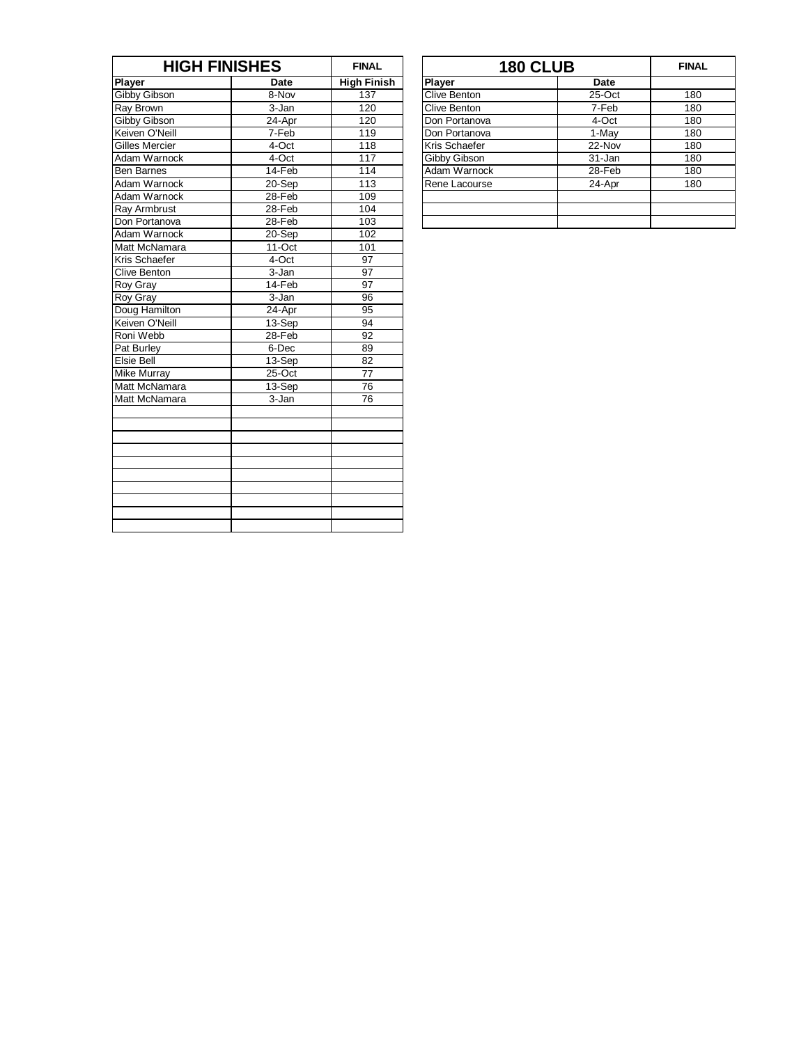| HIGH FINISHES | | FINAL |
|---|---|---|
| **Player** | **Date** | **High Finish** |
| Gibby Gibson | 8-Nov | 137 |
| Ray Brown | 3-Jan | 120 |
| Gibby Gibson | 24-Apr | 120 |
| Keiven O'Neill | 7-Feb | 119 |
| Gilles Mercier | 4-Oct | 118 |
| Adam Warnock | 4-Oct | 117 |
| Ben Barnes | 14-Feb | 114 |
| Adam Warnock | 20-Sep | 113 |
| Adam Warnock | 28-Feb | 109 |
| Ray Armbrust | 28-Feb | 104 |
| Don Portanova | 28-Feb | 103 |
| Adam Warnock | 20-Sep | 102 |
| Matt McNamara | 11-Oct | 101 |
| Kris Schaefer | 4-Oct | 97 |
| Clive Benton | 3-Jan | 97 |
| Roy Gray | 14-Feb | 97 |
| Roy Gray | 3-Jan | 96 |
| Doug Hamilton | 24-Apr | 95 |
| Keiven O'Neill | 13-Sep | 94 |
| Roni Webb | 28-Feb | 92 |
| Pat Burley | 6-Dec | 89 |
| Elsie Bell | 13-Sep | 82 |
| Mike Murray | 25-Oct | 77 |
| Matt McNamara | 13-Sep | 76 |
| Matt McNamara | 3-Jan | 76 |

| 180 CLUB | | FINAL |
|---|---|---|
| **Player** | **Date** | |
| Clive Benton | 25-Oct | 180 |
| Clive Benton | 7-Feb | 180 |
| Don Portanova | 4-Oct | 180 |
| Don Portanova | 1-May | 180 |
| Kris Schaefer | 22-Nov | 180 |
| Gibby Gibson | 31-Jan | 180 |
| Adam Warnock | 28-Feb | 180 |
| Rene Lacourse | 24-Apr | 180 |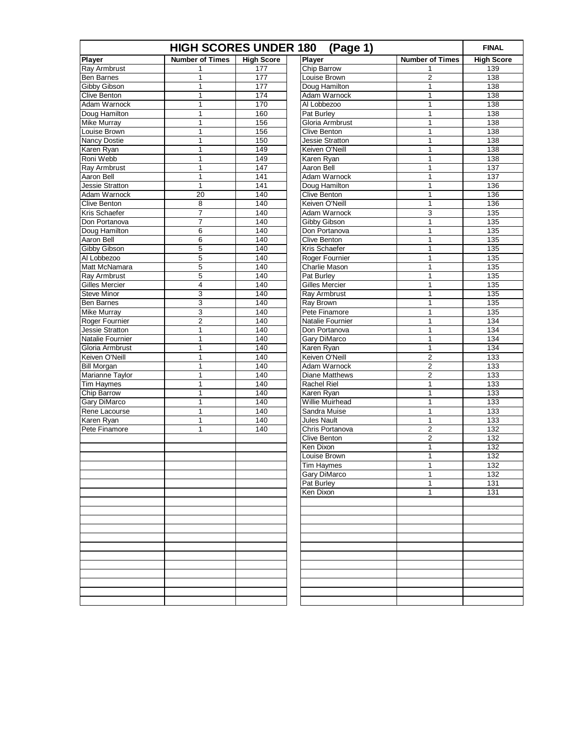# HIGH SCORES UNDER 180 (Page 1)

**FINAL**

| Player | Number of Times | High Score | Player | Number of Times | High Score |
|---|---|---|---|---|---|
| Ray Armbrust | 1 | 177 | Chip Barrow | 1 | 139 |
| Ben Barnes | 1 | 177 | Louise Brown | 2 | 138 |
| Gibby Gibson | 1 | 177 | Doug Hamilton | 1 | 138 |
| Clive Benton | 1 | 174 | Adam Warnock | 1 | 138 |
| Adam Warnock | 1 | 170 | Al Lobbezoo | 1 | 138 |
| Doug Hamilton | 1 | 160 | Pat Burley | 1 | 138 |
| Mike Murray | 1 | 156 | Gloria Armbrust | 1 | 138 |
| Louise Brown | 1 | 156 | Clive Benton | 1 | 138 |
| Nancy Dostie | 1 | 150 | Jessie Stratton | 1 | 138 |
| Karen Ryan | 1 | 149 | Keiven O'Neill | 1 | 138 |
| Roni Webb | 1 | 149 | Karen Ryan | 1 | 138 |
| Ray Armbrust | 1 | 147 | Aaron Bell | 1 | 137 |
| Aaron Bell | 1 | 141 | Adam Warnock | 1 | 137 |
| Jessie Stratton | 1 | 141 | Doug Hamilton | 1 | 136 |
| Adam Warnock | 20 | 140 | Clive Benton | 1 | 136 |
| Clive Benton | 8 | 140 | Keiven O'Neill | 1 | 136 |
| Kris Schaefer | 7 | 140 | Adam Warnock | 3 | 135 |
| Don Portanova | 7 | 140 | Gibby Gibson | 1 | 135 |
| Doug Hamilton | 6 | 140 | Don Portanova | 1 | 135 |
| Aaron Bell | 6 | 140 | Clive Benton | 1 | 135 |
| Gibby Gibson | 5 | 140 | Kris Schaefer | 1 | 135 |
| Al Lobbezoo | 5 | 140 | Roger Fournier | 1 | 135 |
| Matt McNamara | 5 | 140 | Charlie Mason | 1 | 135 |
| Ray Armbrust | 5 | 140 | Pat Burley | 1 | 135 |
| Gilles Mercier | 4 | 140 | Gilles Mercier | 1 | 135 |
| Steve Minor | 3 | 140 | Ray Armbrust | 1 | 135 |
| Ben Barnes | 3 | 140 | Ray Brown | 1 | 135 |
| Mike Murray | 3 | 140 | Pete Finamore | 1 | 135 |
| Roger Fournier | 2 | 140 | Natalie Fournier | 1 | 134 |
| Jessie Stratton | 1 | 140 | Don Portanova | 1 | 134 |
| Natalie Fournier | 1 | 140 | Gary DiMarco | 1 | 134 |
| Gloria Armbrust | 1 | 140 | Karen Ryan | 1 | 134 |
| Keiven O'Neill | 1 | 140 | Keiven O'Neill | 2 | 133 |
| Bill Morgan | 1 | 140 | Adam Warnock | 2 | 133 |
| Marianne Taylor | 1 | 140 | Diane Matthews | 2 | 133 |
| Tim Haymes | 1 | 140 | Rachel Riel | 1 | 133 |
| Chip Barrow | 1 | 140 | Karen Ryan | 1 | 133 |
| Gary DiMarco | 1 | 140 | Willie Muirhead | 1 | 133 |
| Rene Lacourse | 1 | 140 | Sandra Muise | 1 | 133 |
| Karen Ryan | 1 | 140 | Jules Nault | 1 | 133 |
| Pete Finamore | 1 | 140 | Chris Portanova | 2 | 132 |
| | | | Clive Benton | 2 | 132 |
| | | | Ken Dixon | 1 | 132 |
| | | | Louise Brown | 1 | 132 |
| | | | Tim Haymes | 1 | 132 |
| | | | Gary DiMarco | 1 | 132 |
| | | | Pat Burley | 1 | 131 |
| | | | Ken Dixon | 1 | 131 |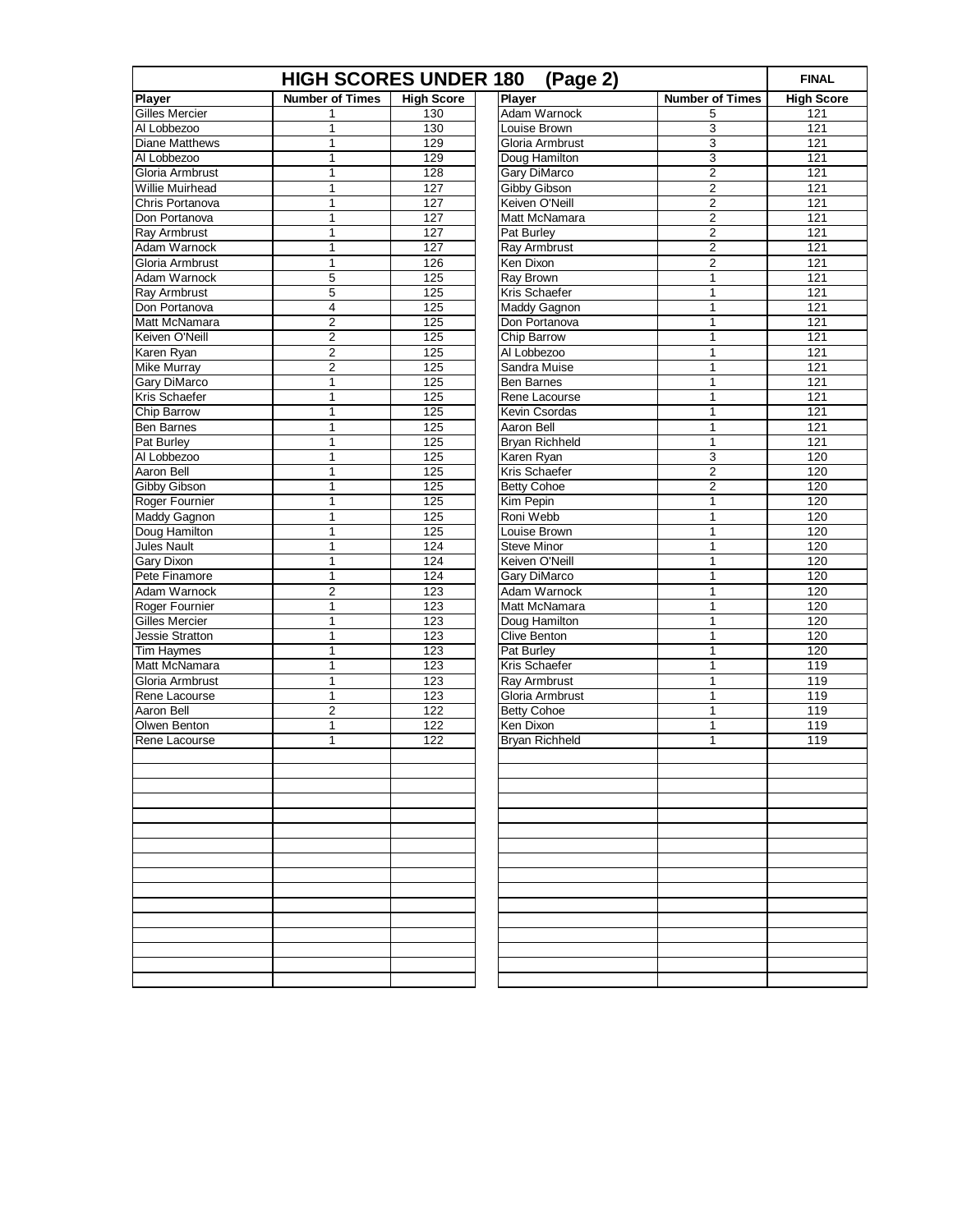# HIGH SCORES UNDER 180 (Page 2)

**FINAL**

| Player | Number of Times | High Score | Player | Number of Times | High Score |
|---|---|---|---|---|---|
| Gilles Mercier | 1 | 130 | Adam Warnock | 5 | 121 |
| Al Lobbezoo | 1 | 130 | Louise Brown | 3 | 121 |
| Diane Matthews | 1 | 129 | Gloria Armbrust | 3 | 121 |
| Al Lobbezoo | 1 | 129 | Doug Hamilton | 3 | 121 |
| Gloria Armbrust | 1 | 128 | Gary DiMarco | 2 | 121 |
| Willie Muirhead | 1 | 127 | Gibby Gibson | 2 | 121 |
| Chris Portanova | 1 | 127 | Keiven O'Neill | 2 | 121 |
| Don Portanova | 1 | 127 | Matt McNamara | 2 | 121 |
| Ray Armbrust | 1 | 127 | Pat Burley | 2 | 121 |
| Adam Warnock | 1 | 127 | Ray Armbrust | 2 | 121 |
| Gloria Armbrust | 1 | 126 | Ken Dixon | 2 | 121 |
| Adam Warnock | 5 | 125 | Ray Brown | 1 | 121 |
| Ray Armbrust | 5 | 125 | Kris Schaefer | 1 | 121 |
| Don Portanova | 4 | 125 | Maddy Gagnon | 1 | 121 |
| Matt McNamara | 2 | 125 | Don Portanova | 1 | 121 |
| Keiven O'Neill | 2 | 125 | Chip Barrow | 1 | 121 |
| Karen Ryan | 2 | 125 | Al Lobbezoo | 1 | 121 |
| Mike Murray | 2 | 125 | Sandra Muise | 1 | 121 |
| Gary DiMarco | 1 | 125 | Ben Barnes | 1 | 121 |
| Kris Schaefer | 1 | 125 | Rene Lacourse | 1 | 121 |
| Chip Barrow | 1 | 125 | Kevin Csordas | 1 | 121 |
| Ben Barnes | 1 | 125 | Aaron Bell | 1 | 121 |
| Pat Burley | 1 | 125 | Bryan Richheld | 1 | 121 |
| Al Lobbezoo | 1 | 125 | Karen Ryan | 3 | 120 |
| Aaron Bell | 1 | 125 | Kris Schaefer | 2 | 120 |
| Gibby Gibson | 1 | 125 | Betty Cohoe | 2 | 120 |
| Roger Fournier | 1 | 125 | Kim Pepin | 1 | 120 |
| Maddy Gagnon | 1 | 125 | Roni Webb | 1 | 120 |
| Doug Hamilton | 1 | 125 | Louise Brown | 1 | 120 |
| Jules Nault | 1 | 124 | Steve Minor | 1 | 120 |
| Gary Dixon | 1 | 124 | Keiven O'Neill | 1 | 120 |
| Pete Finamore | 1 | 124 | Gary DiMarco | 1 | 120 |
| Adam Warnock | 2 | 123 | Adam Warnock | 1 | 120 |
| Roger Fournier | 1 | 123 | Matt McNamara | 1 | 120 |
| Gilles Mercier | 1 | 123 | Doug Hamilton | 1 | 120 |
| Jessie Stratton | 1 | 123 | Clive Benton | 1 | 120 |
| Tim Haymes | 1 | 123 | Pat Burley | 1 | 120 |
| Matt McNamara | 1 | 123 | Kris Schaefer | 1 | 119 |
| Gloria Armbrust | 1 | 123 | Ray Armbrust | 1 | 119 |
| Rene Lacourse | 1 | 123 | Gloria Armbrust | 1 | 119 |
| Aaron Bell | 2 | 122 | Betty Cohoe | 1 | 119 |
| Olwen Benton | 1 | 122 | Ken Dixon | 1 | 119 |
| Rene Lacourse | 1 | 122 | Bryan Richheld | 1 | 119 |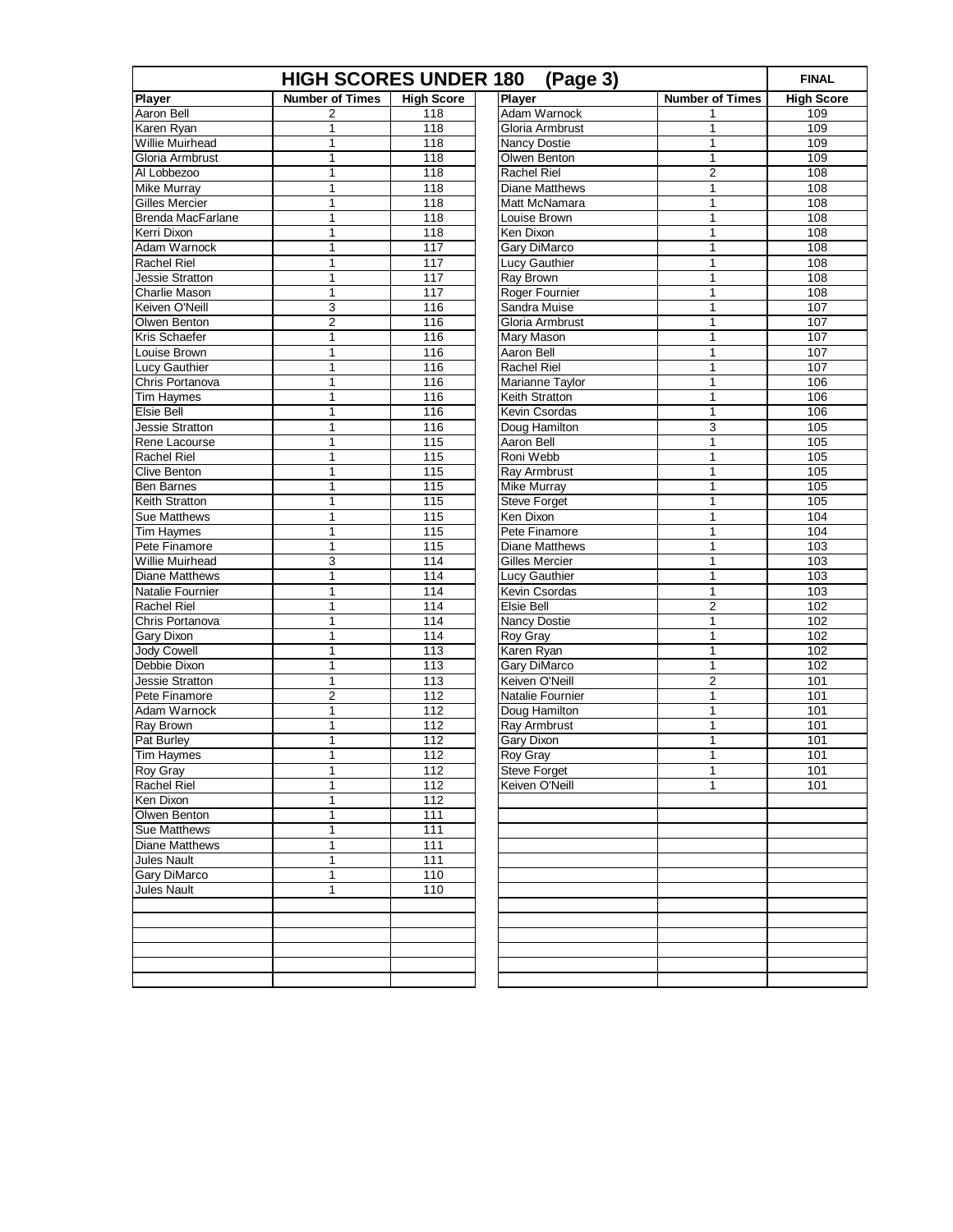# HIGH SCORES UNDER 180 (Page 3)

**FINAL**

| Player | Number of Times | High Score |
|---|---|---|
| Aaron Bell | 2 | 118 |
| Karen Ryan | 1 | 118 |
| Willie Muirhead | 1 | 118 |
| Gloria Armbrust | 1 | 118 |
| Al Lobbezoo | 1 | 118 |
| Mike Murray | 1 | 118 |
| Gilles Mercier | 1 | 118 |
| Brenda MacFarlane | 1 | 118 |
| Kerri Dixon | 1 | 118 |
| Adam Warnock | 1 | 117 |
| Rachel Riel | 1 | 117 |
| Jessie Stratton | 1 | 117 |
| Charlie Mason | 1 | 117 |
| Keiven O'Neill | 3 | 116 |
| Olwen Benton | 2 | 116 |
| Kris Schaefer | 1 | 116 |
| Louise Brown | 1 | 116 |
| Lucy Gauthier | 1 | 116 |
| Chris Portanova | 1 | 116 |
| Tim Haymes | 1 | 116 |
| Elsie Bell | 1 | 116 |
| Jessie Stratton | 1 | 116 |
| Rene Lacourse | 1 | 115 |
| Rachel Riel | 1 | 115 |
| Clive Benton | 1 | 115 |
| Ben Barnes | 1 | 115 |
| Keith Stratton | 1 | 115 |
| Sue Matthews | 1 | 115 |
| Tim Haymes | 1 | 115 |
| Pete Finamore | 1 | 115 |
| Willie Muirhead | 3 | 114 |
| Diane Matthews | 1 | 114 |
| Natalie Fournier | 1 | 114 |
| Rachel Riel | 1 | 114 |
| Chris Portanova | 1 | 114 |
| Gary Dixon | 1 | 114 |
| Jody Cowell | 1 | 113 |
| Debbie Dixon | 1 | 113 |
| Jessie Stratton | 1 | 113 |
| Pete Finamore | 2 | 112 |
| Adam Warnock | 1 | 112 |
| Ray Brown | 1 | 112 |
| Pat Burley | 1 | 112 |
| Tim Haymes | 1 | 112 |
| Roy Gray | 1 | 112 |
| Rachel Riel | 1 | 112 |
| Ken Dixon | 1 | 112 |
| Olwen Benton | 1 | 111 |
| Sue Matthews | 1 | 111 |
| Diane Matthews | 1 | 111 |
| Jules Nault | 1 | 111 |
| Gary DiMarco | 1 | 110 |
| Jules Nault | 1 | 110 |
| Adam Warnock | 1 | 109 |
| Gloria Armbrust | 1 | 109 |
| Nancy Dostie | 1 | 109 |
| Olwen Benton | 1 | 109 |
| Rachel Riel | 2 | 108 |
| Diane Matthews | 1 | 108 |
| Matt McNamara | 1 | 108 |
| Louise Brown | 1 | 108 |
| Ken Dixon | 1 | 108 |
| Gary DiMarco | 1 | 108 |
| Lucy Gauthier | 1 | 108 |
| Ray Brown | 1 | 108 |
| Roger Fournier | 1 | 108 |
| Sandra Muise | 1 | 107 |
| Gloria Armbrust | 1 | 107 |
| Mary Mason | 1 | 107 |
| Aaron Bell | 1 | 107 |
| Rachel Riel | 1 | 107 |
| Marianne Taylor | 1 | 106 |
| Keith Stratton | 1 | 106 |
| Kevin Csordas | 1 | 106 |
| Doug Hamilton | 3 | 105 |
| Aaron Bell | 1 | 105 |
| Roni Webb | 1 | 105 |
| Ray Armbrust | 1 | 105 |
| Mike Murray | 1 | 105 |
| Steve Forget | 1 | 105 |
| Ken Dixon | 1 | 104 |
| Pete Finamore | 1 | 104 |
| Diane Matthews | 1 | 103 |
| Gilles Mercier | 1 | 103 |
| Lucy Gauthier | 1 | 103 |
| Kevin Csordas | 1 | 103 |
| Elsie Bell | 2 | 102 |
| Nancy Dostie | 1 | 102 |
| Roy Gray | 1 | 102 |
| Karen Ryan | 1 | 102 |
| Gary DiMarco | 1 | 102 |
| Keiven O'Neill | 2 | 101 |
| Natalie Fournier | 1 | 101 |
| Doug Hamilton | 1 | 101 |
| Ray Armbrust | 1 | 101 |
| Gary Dixon | 1 | 101 |
| Roy Gray | 1 | 101 |
| Steve Forget | 1 | 101 |
| Keiven O'Neill | 1 | 101 |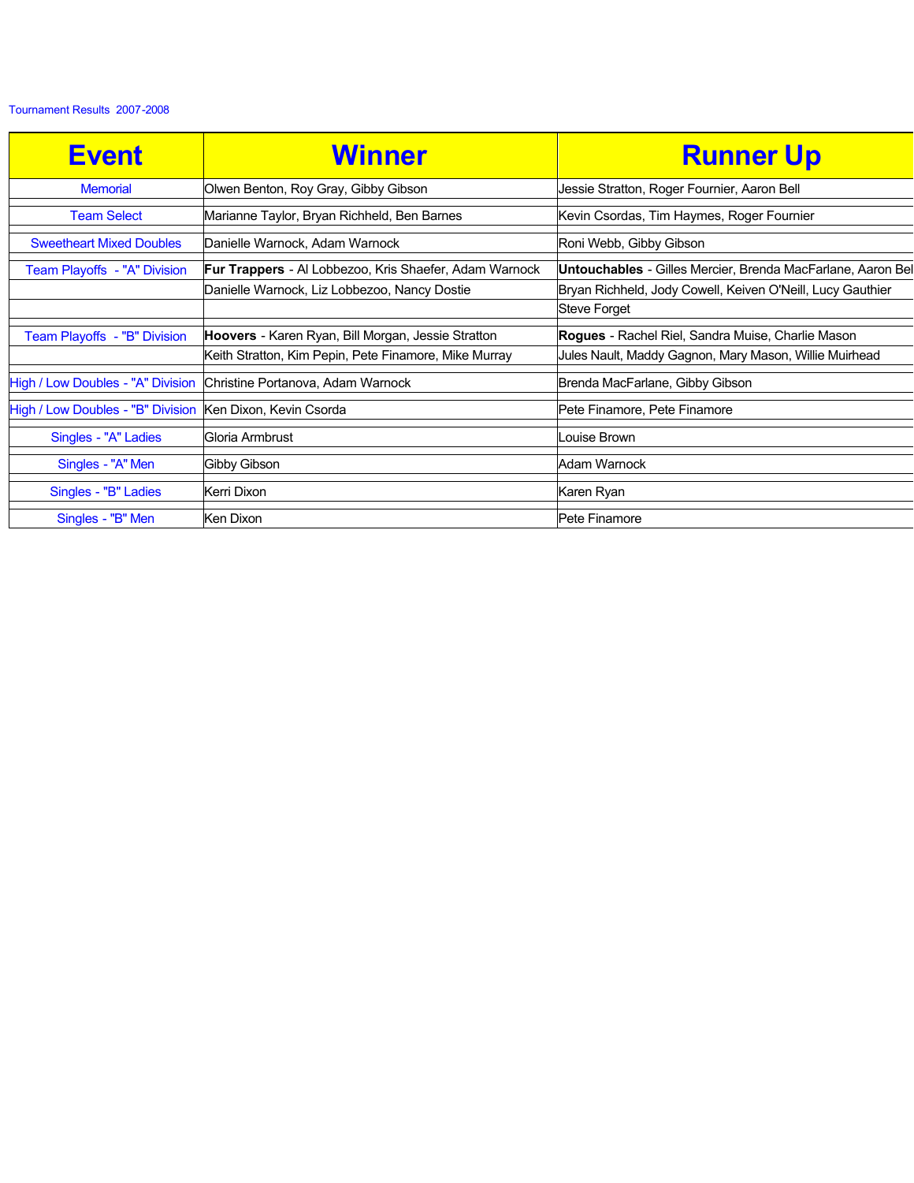Tournament Results 2007-2008

| Event | Winner | Runner Up |
|---|---|---|
| Memorial | Olwen Benton, Roy Gray, Gibby Gibson | Jessie Stratton, Roger Fournier, Aaron Bell |
| Team Select | Marianne Taylor, Bryan Richheld, Ben Barnes | Kevin Csordas, Tim Haymes, Roger Fournier |
| Sweetheart Mixed Doubles | Danielle Warnock, Adam Warnock | Roni Webb, Gibby Gibson |
| Team Playoffs - "A" Division | **Fur Trappers** - Al Lobbezoo, Kris Shaefer, Adam Warnock | **Untouchables** - Gilles Mercier, Brenda MacFarlane, Aaron Bel |
| | Danielle Warnock, Liz Lobbezoo, Nancy Dostie | Bryan Richheld, Jody Cowell, Keiven O'Neill, Lucy Gauthier |
| | | Steve Forget |
| Team Playoffs - "B" Division | **Hoovers** - Karen Ryan, Bill Morgan, Jessie Stratton | **Rogues** - Rachel Riel, Sandra Muise, Charlie Mason |
| | Keith Stratton, Kim Pepin, Pete Finamore, Mike Murray | Jules Nault, Maddy Gagnon, Mary Mason, Willie Muirhead |
| High / Low Doubles - "A" Division | Christine Portanova, Adam Warnock | Brenda MacFarlane, Gibby Gibson |
| High / Low Doubles - "B" Division | Ken Dixon, Kevin Csorda | Pete Finamore, Pete Finamore |
| Singles - "A" Ladies | Gloria Armbrust | Louise Brown |
| Singles - "A" Men | Gibby Gibson | Adam Warnock |
| Singles - "B" Ladies | Kerri Dixon | Karen Ryan |
| Singles - "B" Men | Ken Dixon | Pete Finamore |